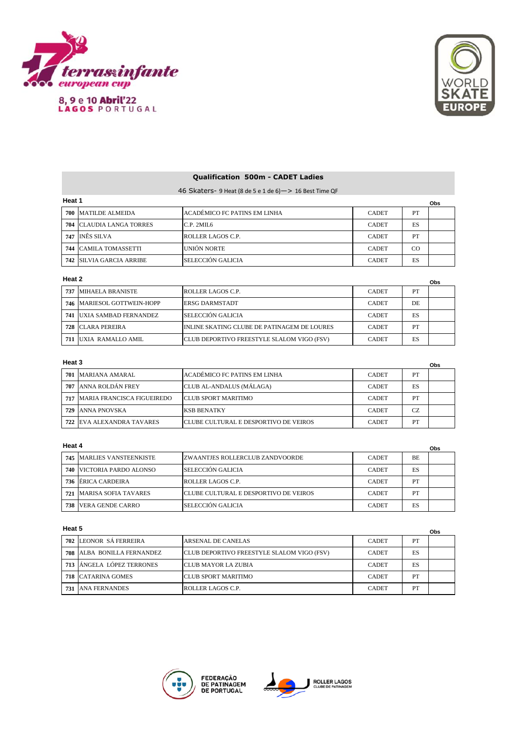## Qualification 500m - CADET Ladies

46 Skaters- 9 Heat (8 de 5 e 1 de 6)—> 16 Best Time QF

### Heat 1

| | | | | | Obs |
|---|---|---|---|---|---|
| 700 | MATILDE ALMEIDA | ACADÉMICO FC PATINS EM LINHA | CADET | PT | |
| 704 | CLAUDIA LANGA TORRES | C.P. 2MIL6 | CADET | ES | |
| 747 | INÊS SILVA | ROLLER LAGOS C.P. | CADET | PT | |
| 744 | CAMILA TOMASSETTI | UNIÓN NORTE | CADET | CO | |
| 742 | SILVIA GARCIA ARRIBE | SELECCIÓN GALICIA | CADET | ES | |

### Heat 2

| | | | | | Obs |
|---|---|---|---|---|---|
| 737 | MIHAELA BRANISTE | ROLLER LAGOS C.P. | CADET | PT | |
| 746 | MARIESOL GOTTWEIN-HOPP | ERSG DARMSTADT | CADET | DE | |
| 741 | UXIA SAMBAD FERNANDEZ | SELECCIÓN GALICIA | CADET | ES | |
| 728 | CLARA PEREIRA | INLINE SKATING CLUBE DE PATINAGEM DE LOURES | CADET | PT | |
| 711 | UXIA RAMALLO AMIL | CLUB DEPORTIVO FREESTYLE SLALOM VIGO (FSV) | CADET | ES | |

### Heat 3

| | | | | | Obs |
|---|---|---|---|---|---|
| 701 | MARIANA AMARAL | ACADÉMICO FC PATINS EM LINHA | CADET | PT | |
| 707 | ANNA ROLDÁN FREY | CLUB AL-ANDALUS (MÁLAGA) | CADET | ES | |
| 717 | MARIA FRANCISCA FIGUEIREDO | CLUB SPORT MARITIMO | CADET | PT | |
| 729 | ANNA PNOVSKA | KSB BENATKY | CADET | CZ | |
| 722 | EVA ALEXANDRA TAVARES | CLUBE CULTURAL E DESPORTIVO DE VEIROS | CADET | PT | |

### Heat 4

| | | | | | Obs |
|---|---|---|---|---|---|
| 745 | MARLIES VANSTEENKISTE | ZWAANTJES ROLLERCLUB ZANDVOORDE | CADET | BE | |
| 740 | VICTORIA PARDO ALONSO | SELECCIÓN GALICIA | CADET | ES | |
| 736 | ÉRICA CARDEIRA | ROLLER LAGOS C.P. | CADET | PT | |
| 721 | MARISA SOFIA TAVARES | CLUBE CULTURAL E DESPORTIVO DE VEIROS | CADET | PT | |
| 738 | VERA GENDE CARRO | SELECCIÓN GALICIA | CADET | ES | |

### Heat 5

| | | | | | Obs |
|---|---|---|---|---|---|
| 702 | LEONOR SÁ FERREIRA | ARSENAL DE CANELAS | CADET | PT | |
| 708 | ALBA BONILLA FERNANDEZ | CLUB DEPORTIVO FREESTYLE SLALOM VIGO (FSV) | CADET | ES | |
| 713 | ÁNGELA LÓPEZ TERRONES | CLUB MAYOR LA ZUBIA | CADET | ES | |
| 718 | CATARINA GOMES | CLUB SPORT MARITIMO | CADET | PT | |
| 731 | ANA FERNANDES | ROLLER LAGOS C.P. | CADET | PT | |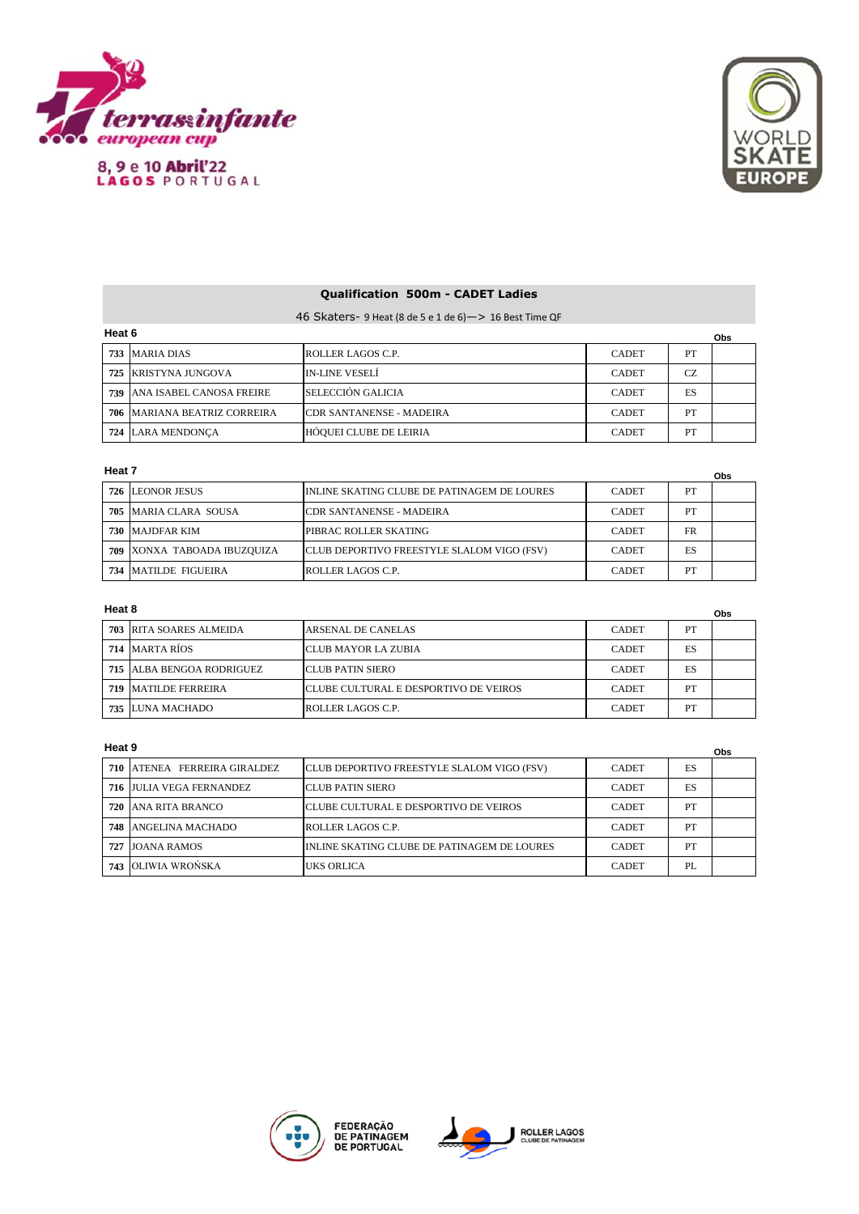## Qualification 500m - CADET Ladies

46 Skaters- 9 Heat (8 de 5 e 1 de 6)—> 16 Best Time QF

**Heat 6**

| | | | | | Obs |
|---|---|---|---|---|---|
| 733 | MARIA DIAS | ROLLER LAGOS C.P. | CADET | PT | |
| 725 | KRISTYNA JUNGOVA | IN-LINE VESELÍ | CADET | CZ | |
| 739 | ANA ISABEL CANOSA FREIRE | SELECCIÓN GALICIA | CADET | ES | |
| 706 | MARIANA BEATRIZ CORREIRA | CDR SANTANENSE - MADEIRA | CADET | PT | |
| 724 | LARA MENDONÇA | HÓQUEI CLUBE DE LEIRIA | CADET | PT | |

**Heat 7**

| | | | | | Obs |
|---|---|---|---|---|---|
| 726 | LEONOR JESUS | INLINE SKATING CLUBE DE PATINAGEM DE LOURES | CADET | PT | |
| 705 | MARIA CLARA SOUSA | CDR SANTANENSE - MADEIRA | CADET | PT | |
| 730 | MAJDFAR KIM | PIBRAC ROLLER SKATING | CADET | FR | |
| 709 | XONXA TABOADA IBUZQUIZA | CLUB DEPORTIVO FREESTYLE SLALOM VIGO (FSV) | CADET | ES | |
| 734 | MATILDE FIGUEIRA | ROLLER LAGOS C.P. | CADET | PT | |

**Heat 8**

| | | | | | Obs |
|---|---|---|---|---|---|
| 703 | RITA SOARES ALMEIDA | ARSENAL DE CANELAS | CADET | PT | |
| 714 | MARTA RÍOS | CLUB MAYOR LA ZUBIA | CADET | ES | |
| 715 | ALBA BENGOA RODRIGUEZ | CLUB PATIN SIERO | CADET | ES | |
| 719 | MATILDE FERREIRA | CLUBE CULTURAL E DESPORTIVO DE VEIROS | CADET | PT | |
| 735 | LUNA MACHADO | ROLLER LAGOS C.P. | CADET | PT | |

**Heat 9**

| | | | | | Obs |
|---|---|---|---|---|---|
| 710 | ATENEA FERREIRA GIRALDEZ | CLUB DEPORTIVO FREESTYLE SLALOM VIGO (FSV) | CADET | ES | |
| 716 | JULIA VEGA FERNANDEZ | CLUB PATIN SIERO | CADET | ES | |
| 720 | ANA RITA BRANCO | CLUBE CULTURAL E DESPORTIVO DE VEIROS | CADET | PT | |
| 748 | ANGELINA MACHADO | ROLLER LAGOS C.P. | CADET | PT | |
| 727 | JOANA RAMOS | INLINE SKATING CLUBE DE PATINAGEM DE LOURES | CADET | PT | |
| 743 | OLIWIA WROŃSKA | UKS ORLICA | CADET | PL | |